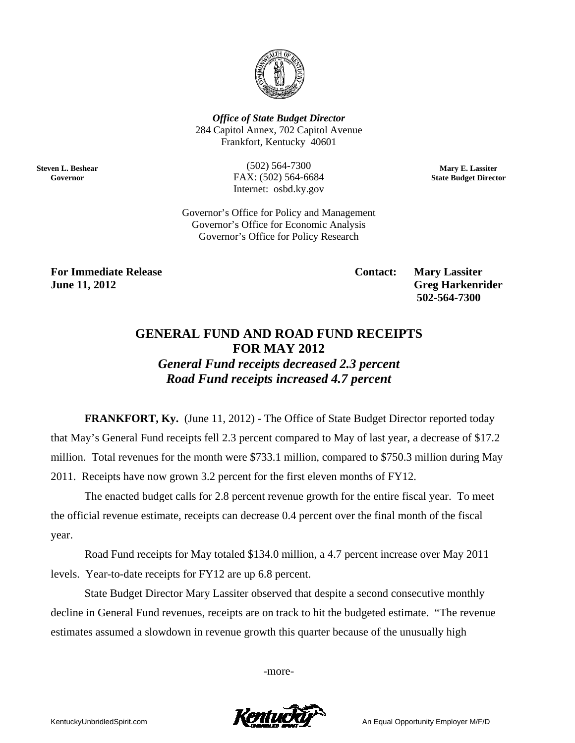***Office of State Budget Director***
284 Capitol Annex, 702 Capitol Avenue
Frankfort, Kentucky 40601

**Steven L. Beshear**
**Governor**

(502) 564-7300
FAX: (502) 564-6684
Internet: osbd.ky.gov

**Mary E. Lassiter**
**State Budget Director**

Governor's Office for Policy and Management
Governor's Office for Economic Analysis
Governor's Office for Policy Research

**For Immediate Release**
**June 11, 2012**

**Contact: Mary Lassiter**
**Greg Harkenrider**
**502-564-7300**

# GENERAL FUND AND ROAD FUND RECEIPTS FOR MAY 2012

### *General Fund receipts decreased 2.3 percent*
### *Road Fund receipts increased 4.7 percent*

**FRANKFORT, Ky.** (June 11, 2012) - The Office of State Budget Director reported today that May's General Fund receipts fell 2.3 percent compared to May of last year, a decrease of $17.2 million. Total revenues for the month were $733.1 million, compared to $750.3 million during May 2011. Receipts have now grown 3.2 percent for the first eleven months of FY12.

The enacted budget calls for 2.8 percent revenue growth for the entire fiscal year. To meet the official revenue estimate, receipts can decrease 0.4 percent over the final month of the fiscal year.

Road Fund receipts for May totaled $134.0 million, a 4.7 percent increase over May 2011 levels. Year-to-date receipts for FY12 are up 6.8 percent.

State Budget Director Mary Lassiter observed that despite a second consecutive monthly decline in General Fund revenues, receipts are on track to hit the budgeted estimate. "The revenue estimates assumed a slowdown in revenue growth this quarter because of the unusually high

-more-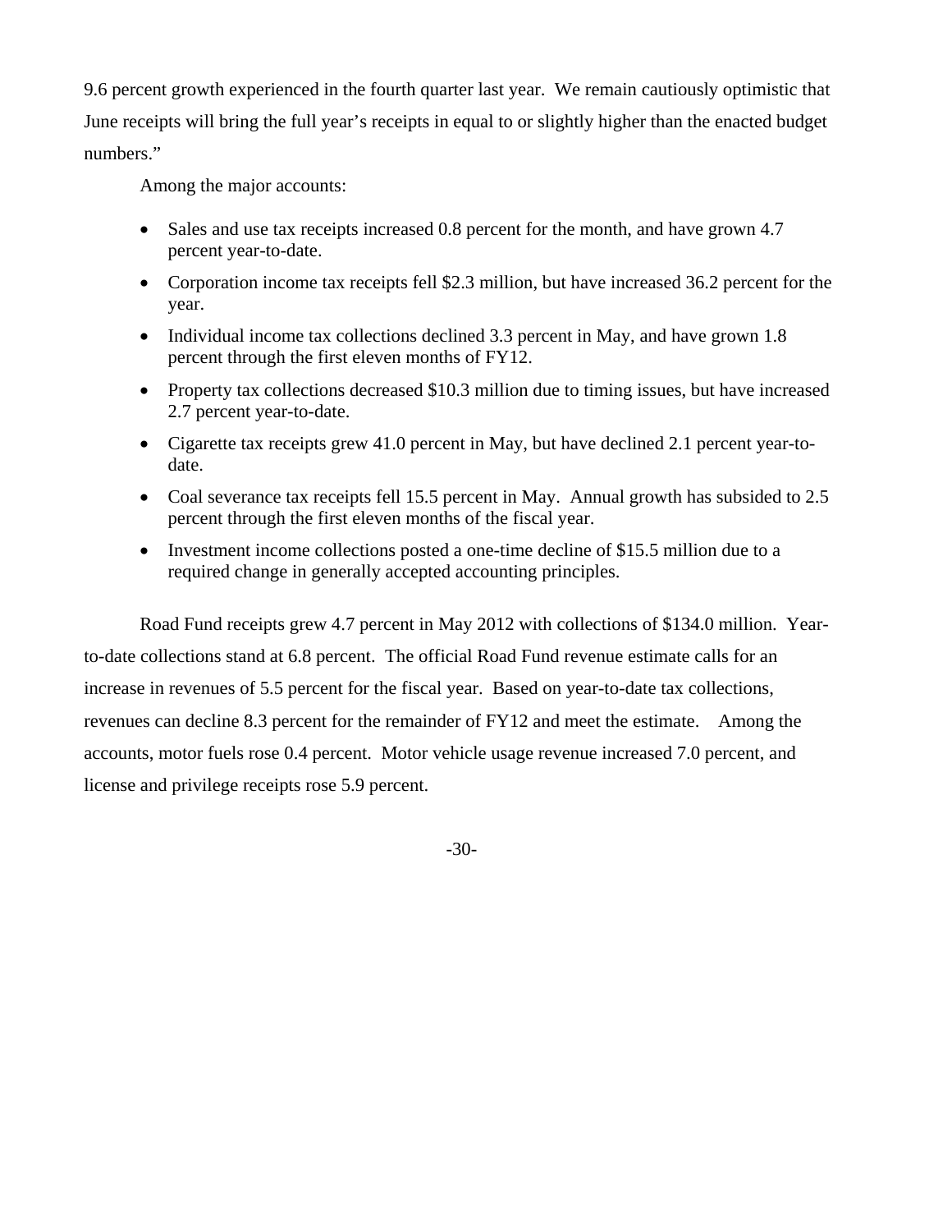9.6 percent growth experienced in the fourth quarter last year. We remain cautiously optimistic that June receipts will bring the full year's receipts in equal to or slightly higher than the enacted budget numbers."

Among the major accounts:

- Sales and use tax receipts increased 0.8 percent for the month, and have grown 4.7 percent year-to-date.
- Corporation income tax receipts fell $2.3 million, but have increased 36.2 percent for the year.
- Individual income tax collections declined 3.3 percent in May, and have grown 1.8 percent through the first eleven months of FY12.
- Property tax collections decreased $10.3 million due to timing issues, but have increased 2.7 percent year-to-date.
- Cigarette tax receipts grew 41.0 percent in May, but have declined 2.1 percent year-to-date.
- Coal severance tax receipts fell 15.5 percent in May. Annual growth has subsided to 2.5 percent through the first eleven months of the fiscal year.
- Investment income collections posted a one-time decline of $15.5 million due to a required change in generally accepted accounting principles.

Road Fund receipts grew 4.7 percent in May 2012 with collections of $134.0 million. Year-to-date collections stand at 6.8 percent. The official Road Fund revenue estimate calls for an increase in revenues of 5.5 percent for the fiscal year. Based on year-to-date tax collections, revenues can decline 8.3 percent for the remainder of FY12 and meet the estimate. Among the accounts, motor fuels rose 0.4 percent. Motor vehicle usage revenue increased 7.0 percent, and license and privilege receipts rose 5.9 percent.

-30-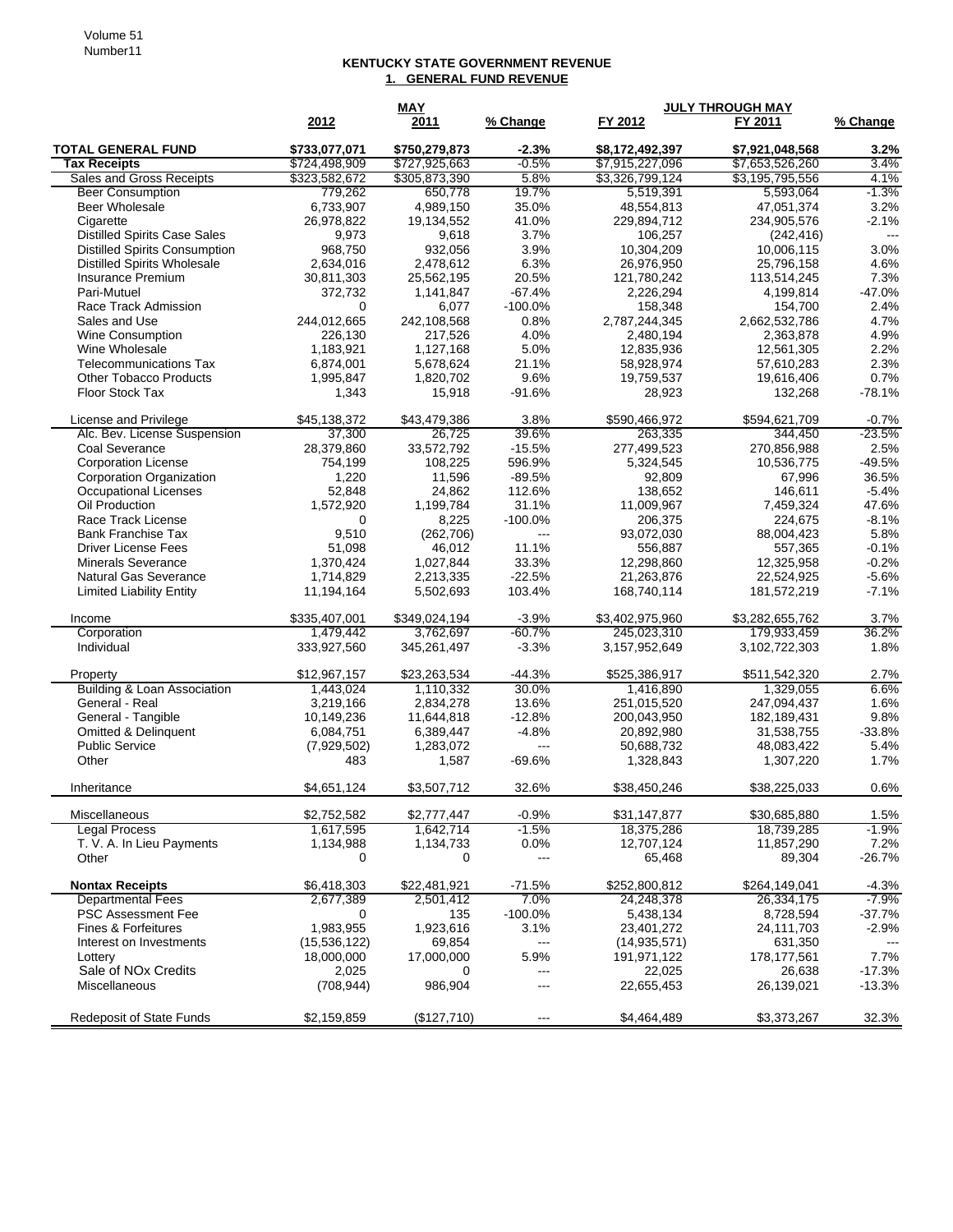# KENTUCKY STATE GOVERNMENT REVENUE

## 1. GENERAL FUND REVENUE

| | MAY | | | JULY THROUGH MAY | | |
|---|---|---|---|---|---|---|
| | 2012 | 2011 | % Change | FY 2012 | FY 2011 | % Change |
| **TOTAL GENERAL FUND** | **$733,077,071** | **$750,279,873** | **-2.3%** | **$8,172,492,397** | **$7,921,048,568** | **3.2%** |
| **Tax Receipts** | $724,498,909 | $727,925,663 | -0.5% | $7,915,227,096 | $7,653,526,260 | 3.4% |
| Sales and Gross Receipts | $323,582,672 | $305,873,390 | 5.8% | $3,326,799,124 | $3,195,795,556 | 4.1% |
| Beer Consumption | 779,262 | 650,778 | 19.7% | 5,519,391 | 5,593,064 | -1.3% |
| Beer Wholesale | 6,733,907 | 4,989,150 | 35.0% | 48,554,813 | 47,051,374 | 3.2% |
| Cigarette | 26,978,822 | 19,134,552 | 41.0% | 229,894,712 | 234,905,576 | -2.1% |
| Distilled Spirits Case Sales | 9,973 | 9,618 | 3.7% | 106,257 | (242,416) | --- |
| Distilled Spirits Consumption | 968,750 | 932,056 | 3.9% | 10,304,209 | 10,006,115 | 3.0% |
| Distilled Spirits Wholesale | 2,634,016 | 2,478,612 | 6.3% | 26,976,950 | 25,796,158 | 4.6% |
| Insurance Premium | 30,811,303 | 25,562,195 | 20.5% | 121,780,242 | 113,514,245 | 7.3% |
| Pari-Mutuel | 372,732 | 1,141,847 | -67.4% | 2,226,294 | 4,199,814 | -47.0% |
| Race Track Admission | 0 | 6,077 | -100.0% | 158,348 | 154,700 | 2.4% |
| Sales and Use | 244,012,665 | 242,108,568 | 0.8% | 2,787,244,345 | 2,662,532,786 | 4.7% |
| Wine Consumption | 226,130 | 217,526 | 4.0% | 2,480,194 | 2,363,878 | 4.9% |
| Wine Wholesale | 1,183,921 | 1,127,168 | 5.0% | 12,835,936 | 12,561,305 | 2.2% |
| Telecommunications Tax | 6,874,001 | 5,678,624 | 21.1% | 58,928,974 | 57,610,283 | 2.3% |
| Other Tobacco Products | 1,995,847 | 1,820,702 | 9.6% | 19,759,537 | 19,616,406 | 0.7% |
| Floor Stock Tax | 1,343 | 15,918 | -91.6% | 28,923 | 132,268 | -78.1% |
| | | | | | | |
| License and Privilege | $45,138,372 | $43,479,386 | 3.8% | $590,466,972 | $594,621,709 | -0.7% |
| Alc. Bev. License Suspension | 37,300 | 26,725 | 39.6% | 263,335 | 344,450 | -23.5% |
| Coal Severance | 28,379,860 | 33,572,792 | -15.5% | 277,499,523 | 270,856,988 | 2.5% |
| Corporation License | 754,199 | 108,225 | 596.9% | 5,324,545 | 10,536,775 | -49.5% |
| Corporation Organization | 1,220 | 11,596 | -89.5% | 92,809 | 67,996 | 36.5% |
| Occupational Licenses | 52,848 | 24,862 | 112.6% | 138,652 | 146,611 | -5.4% |
| Oil Production | 1,572,920 | 1,199,784 | 31.1% | 11,009,967 | 7,459,324 | 47.6% |
| Race Track License | 0 | 8,225 | -100.0% | 206,375 | 224,675 | -8.1% |
| Bank Franchise Tax | 9,510 | (262,706) | --- | 93,072,030 | 88,004,423 | 5.8% |
| Driver License Fees | 51,098 | 46,012 | 11.1% | 556,887 | 557,365 | -0.1% |
| Minerals Severance | 1,370,424 | 1,027,844 | 33.3% | 12,298,860 | 12,325,958 | -0.2% |
| Natural Gas Severance | 1,714,829 | 2,213,335 | -22.5% | 21,263,876 | 22,524,925 | -5.6% |
| Limited Liability Entity | 11,194,164 | 5,502,693 | 103.4% | 168,740,114 | 181,572,219 | -7.1% |
| | | | | | | |
| Income | $335,407,001 | $349,024,194 | -3.9% | $3,402,975,960 | $3,282,655,762 | 3.7% |
| Corporation | 1,479,442 | 3,762,697 | -60.7% | 245,023,310 | 179,933,459 | 36.2% |
| Individual | 333,927,560 | 345,261,497 | -3.3% | 3,157,952,649 | 3,102,722,303 | 1.8% |
| | | | | | | |
| Property | $12,967,157 | $23,263,534 | -44.3% | $525,386,917 | $511,542,320 | 2.7% |
| Building & Loan Association | 1,443,024 | 1,110,332 | 30.0% | 1,416,890 | 1,329,055 | 6.6% |
| General - Real | 3,219,166 | 2,834,278 | 13.6% | 251,015,520 | 247,094,437 | 1.6% |
| General - Tangible | 10,149,236 | 11,644,818 | -12.8% | 200,043,950 | 182,189,431 | 9.8% |
| Omitted & Delinquent | 6,084,751 | 6,389,447 | -4.8% | 20,892,980 | 31,538,755 | -33.8% |
| Public Service | (7,929,502) | 1,283,072 | --- | 50,688,732 | 48,083,422 | 5.4% |
| Other | 483 | 1,587 | -69.6% | 1,328,843 | 1,307,220 | 1.7% |
| | | | | | | |
| Inheritance | $4,651,124 | $3,507,712 | 32.6% | $38,450,246 | $38,225,033 | 0.6% |
| | | | | | | |
| Miscellaneous | $2,752,582 | $2,777,447 | -0.9% | $31,147,877 | $30,685,880 | 1.5% |
| Legal Process | 1,617,595 | 1,642,714 | -1.5% | 18,375,286 | 18,739,285 | -1.9% |
| T. V. A. In Lieu Payments | 1,134,988 | 1,134,733 | 0.0% | 12,707,124 | 11,857,290 | 7.2% |
| Other | 0 | 0 | --- | 65,468 | 89,304 | -26.7% |
| | | | | | | |
| **Nontax Receipts** | $6,418,303 | $22,481,921 | -71.5% | $252,800,812 | $264,149,041 | -4.3% |
| Departmental Fees | 2,677,389 | 2,501,412 | 7.0% | 24,248,378 | 26,334,175 | -7.9% |
| PSC Assessment Fee | 0 | 135 | -100.0% | 5,438,134 | 8,728,594 | -37.7% |
| Fines & Forfeitures | 1,983,955 | 1,923,616 | 3.1% | 23,401,272 | 24,111,703 | -2.9% |
| Interest on Investments | (15,536,122) | 69,854 | --- | (14,935,571) | 631,350 | --- |
| Lottery | 18,000,000 | 17,000,000 | 5.9% | 191,971,122 | 178,177,561 | 7.7% |
| Sale of NOx Credits | 2,025 | 0 | --- | 22,025 | 26,638 | -17.3% |
| Miscellaneous | (708,944) | 986,904 | --- | 22,655,453 | 26,139,021 | -13.3% |
| | | | | | | |
| Redeposit of State Funds | $2,159,859 | ($127,710) | --- | $4,464,489 | $3,373,267 | 32.3% |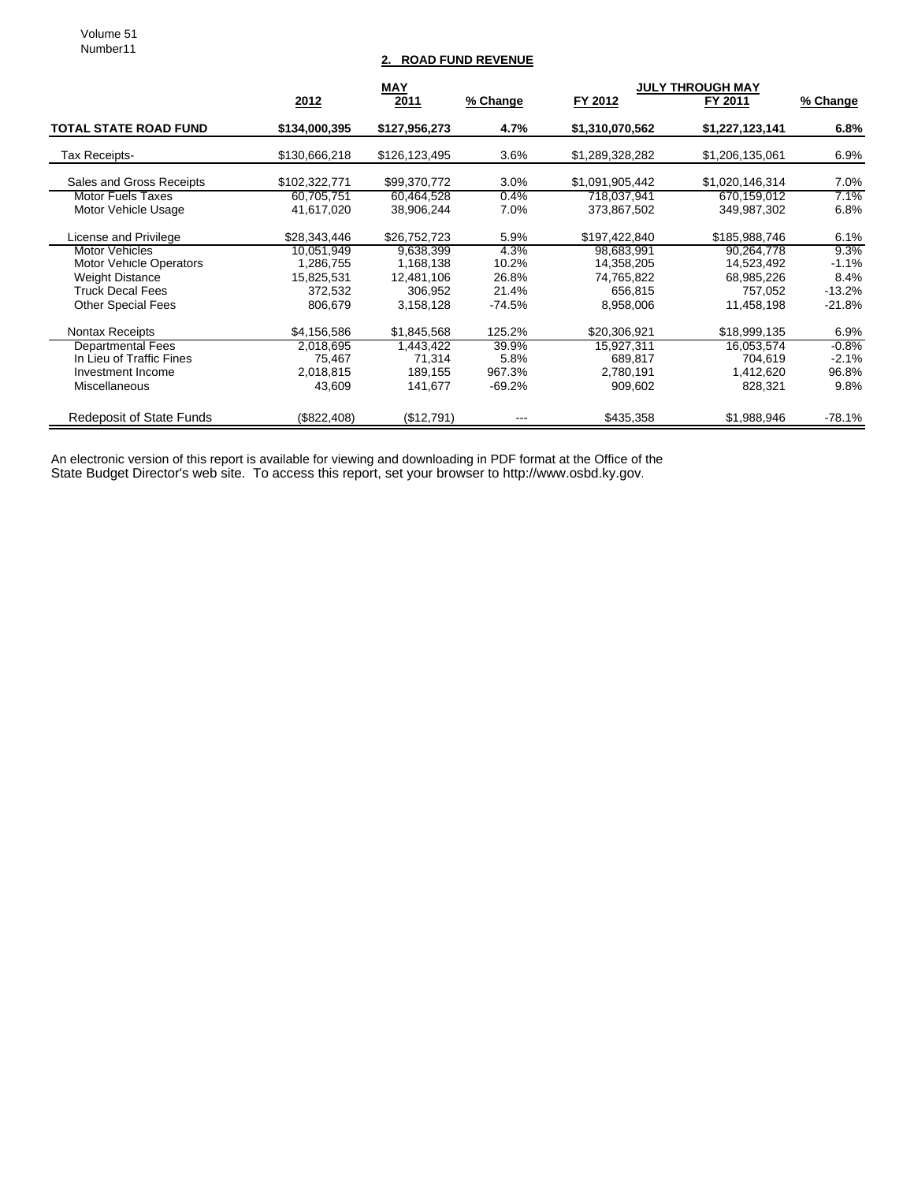## 2. ROAD FUND REVENUE

| | MAY | | | JULY THROUGH MAY | | |
|---|---|---|---|---|---|---|
| | 2012 | 2011 | % Change | FY 2012 | FY 2011 | % Change |
| **TOTAL STATE ROAD FUND** | **$134,000,395** | **$127,956,273** | **4.7%** | **$1,310,070,562** | **$1,227,123,141** | **6.8%** |
| Tax Receipts- | $130,666,218 | $126,123,495 | 3.6% | $1,289,328,282 | $1,206,135,061 | 6.9% |
| Sales and Gross Receipts | $102,322,771 | $99,370,772 | 3.0% | $1,091,905,442 | $1,020,146,314 | 7.0% |
| Motor Fuels Taxes | 60,705,751 | 60,464,528 | 0.4% | 718,037,941 | 670,159,012 | 7.1% |
| Motor Vehicle Usage | 41,617,020 | 38,906,244 | 7.0% | 373,867,502 | 349,987,302 | 6.8% |
| License and Privilege | $28,343,446 | $26,752,723 | 5.9% | $197,422,840 | $185,988,746 | 6.1% |
| Motor Vehicles | 10,051,949 | 9,638,399 | 4.3% | 98,683,991 | 90,264,778 | 9.3% |
| Motor Vehicle Operators | 1,286,755 | 1,168,138 | 10.2% | 14,358,205 | 14,523,492 | -1.1% |
| Weight Distance | 15,825,531 | 12,481,106 | 26.8% | 74,765,822 | 68,985,226 | 8.4% |
| Truck Decal Fees | 372,532 | 306,952 | 21.4% | 656,815 | 757,052 | -13.2% |
| Other Special Fees | 806,679 | 3,158,128 | -74.5% | 8,958,006 | 11,458,198 | -21.8% |
| Nontax Receipts | $4,156,586 | $1,845,568 | 125.2% | $20,306,921 | $18,999,135 | 6.9% |
| Departmental Fees | 2,018,695 | 1,443,422 | 39.9% | 15,927,311 | 16,053,574 | -0.8% |
| In Lieu of Traffic Fines | 75,467 | 71,314 | 5.8% | 689,817 | 704,619 | -2.1% |
| Investment Income | 2,018,815 | 189,155 | 967.3% | 2,780,191 | 1,412,620 | 96.8% |
| Miscellaneous | 43,609 | 141,677 | -69.2% | 909,602 | 828,321 | 9.8% |
| Redeposit of State Funds | ($822,408) | ($12,791) | --- | $435,358 | $1,988,946 | -78.1% |

An electronic version of this report is available for viewing and downloading in PDF format at the Office of the State Budget Director's web site. To access this report, set your browser to http://www.osbd.ky.gov.